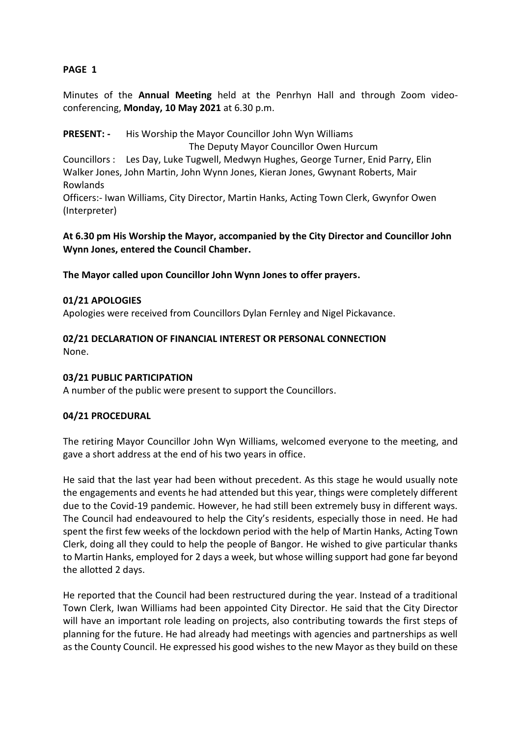**PAGE 1**

Minutes of the **Annual Meeting** held at the Penrhyn Hall and through Zoom video-conferencing, **Monday, 10 May 2021** at 6.30 p.m.

**PRESENT: -** His Worship the Mayor Councillor John Wyn Williams
The Deputy Mayor Councillor Owen Hurcum
Councillors : Les Day, Luke Tugwell, Medwyn Hughes, George Turner, Enid Parry, Elin Walker Jones, John Martin, John Wynn Jones, Kieran Jones, Gwynant Roberts, Mair Rowlands
Officers:- Iwan Williams, City Director, Martin Hanks, Acting Town Clerk, Gwynfor Owen (Interpreter)

**At 6.30 pm His Worship the Mayor, accompanied by the City Director and Councillor John Wynn Jones, entered the Council Chamber.**

**The Mayor called upon Councillor John Wynn Jones to offer prayers.**

**01/21 APOLOGIES**

Apologies were received from Councillors Dylan Fernley and Nigel Pickavance.

**02/21 DECLARATION OF FINANCIAL INTEREST OR PERSONAL CONNECTION**

None.

**03/21 PUBLIC PARTICIPATION**

A number of the public were present to support the Councillors.

**04/21 PROCEDURAL**

The retiring Mayor Councillor John Wyn Williams, welcomed everyone to the meeting, and gave a short address at the end of his two years in office.

He said that the last year had been without precedent. As this stage he would usually note the engagements and events he had attended but this year, things were completely different due to the Covid-19 pandemic. However, he had still been extremely busy in different ways. The Council had endeavoured to help the City's residents, especially those in need. He had spent the first few weeks of the lockdown period with the help of Martin Hanks, Acting Town Clerk, doing all they could to help the people of Bangor. He wished to give particular thanks to Martin Hanks, employed for 2 days a week, but whose willing support had gone far beyond the allotted 2 days.

He reported that the Council had been restructured during the year. Instead of a traditional Town Clerk, Iwan Williams had been appointed City Director. He said that the City Director will have an important role leading on projects, also contributing towards the first steps of planning for the future. He had already had meetings with agencies and partnerships as well as the County Council. He expressed his good wishes to the new Mayor as they build on these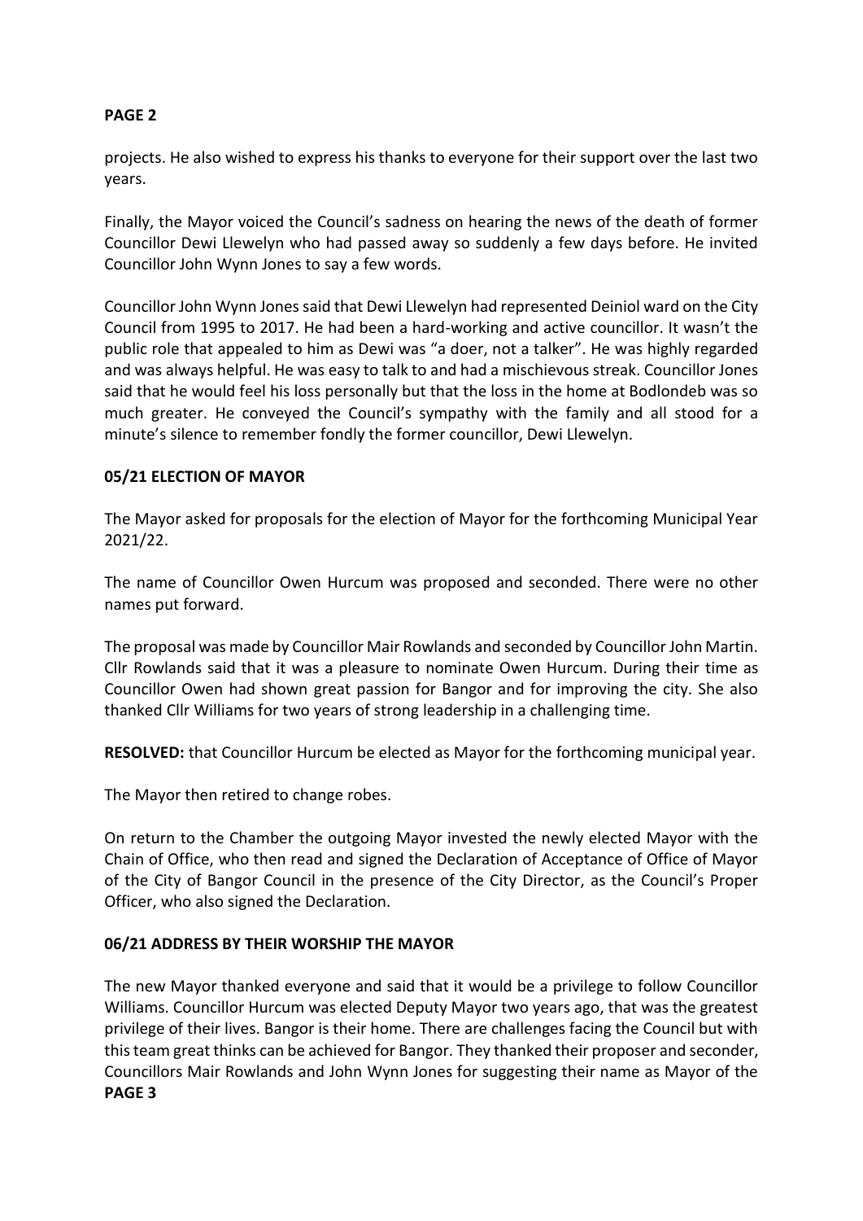projects. He also wished to express his thanks to everyone for their support over the last two years.

Finally, the Mayor voiced the Council's sadness on hearing the news of the death of former Councillor Dewi Llewelyn who had passed away so suddenly a few days before. He invited Councillor John Wynn Jones to say a few words.

Councillor John Wynn Jones said that Dewi Llewelyn had represented Deiniol ward on the City Council from 1995 to 2017. He had been a hard-working and active councillor. It wasn't the public role that appealed to him as Dewi was "a doer, not a talker". He was highly regarded and was always helpful. He was easy to talk to and had a mischievous streak. Councillor Jones said that he would feel his loss personally but that the loss in the home at Bodlondeb was so much greater. He conveyed the Council's sympathy with the family and all stood for a minute's silence to remember fondly the former councillor, Dewi Llewelyn.

**05/21 ELECTION OF MAYOR**

The Mayor asked for proposals for the election of Mayor for the forthcoming Municipal Year 2021/22.

The name of Councillor Owen Hurcum was proposed and seconded. There were no other names put forward.

The proposal was made by Councillor Mair Rowlands and seconded by Councillor John Martin. Cllr Rowlands said that it was a pleasure to nominate Owen Hurcum. During their time as Councillor Owen had shown great passion for Bangor and for improving the city. She also thanked Cllr Williams for two years of strong leadership in a challenging time.

**RESOLVED:** that Councillor Hurcum be elected as Mayor for the forthcoming municipal year.

The Mayor then retired to change robes.

On return to the Chamber the outgoing Mayor invested the newly elected Mayor with the Chain of Office, who then read and signed the Declaration of Acceptance of Office of Mayor of the City of Bangor Council in the presence of the City Director, as the Council's Proper Officer, who also signed the Declaration.

**06/21 ADDRESS BY THEIR WORSHIP THE MAYOR**

The new Mayor thanked everyone and said that it would be a privilege to follow Councillor Williams. Councillor Hurcum was elected Deputy Mayor two years ago, that was the greatest privilege of their lives. Bangor is their home. There are challenges facing the Council but with this team great thinks can be achieved for Bangor. They thanked their proposer and seconder, Councillors Mair Rowlands and John Wynn Jones for suggesting their name as Mayor of the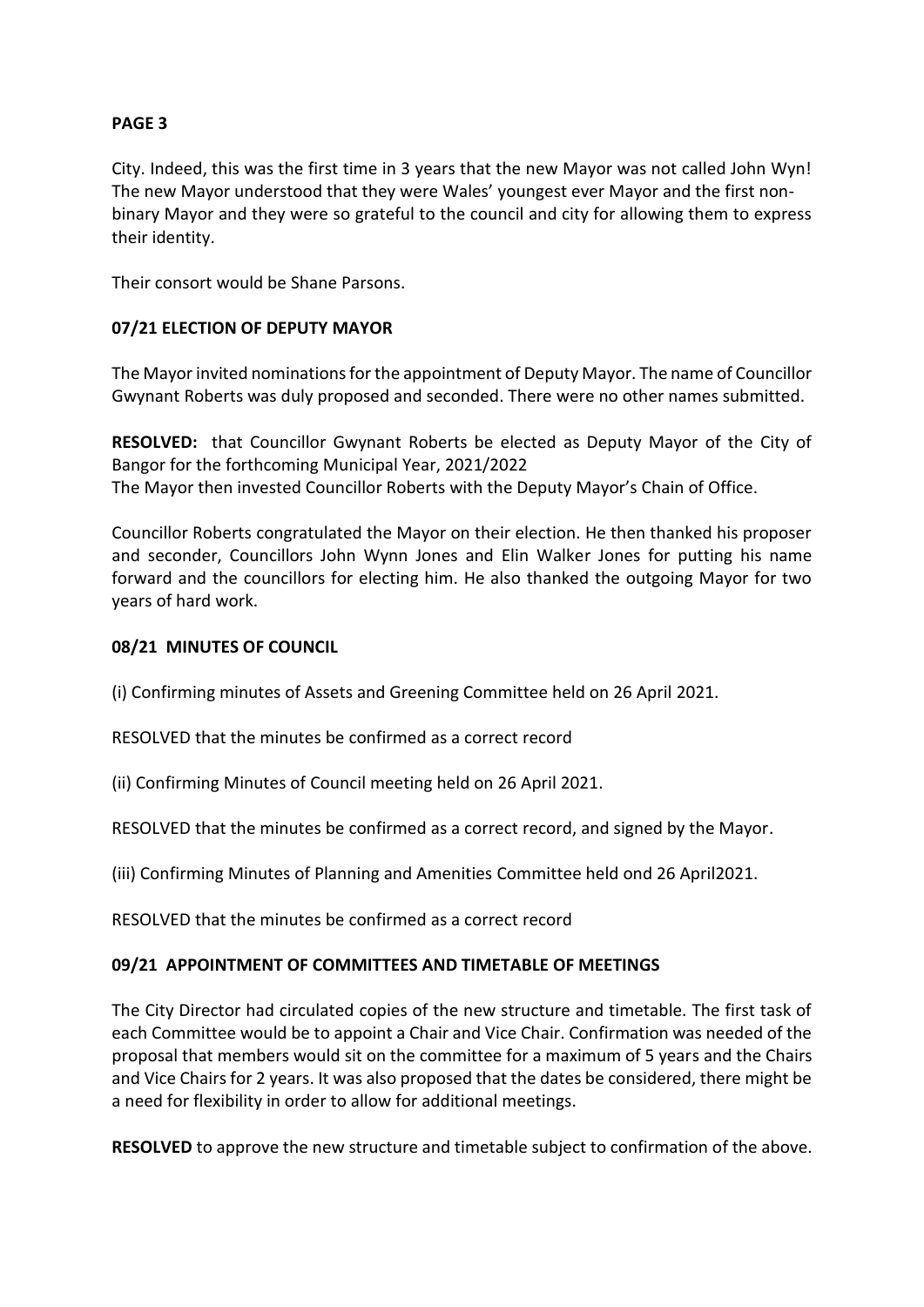City. Indeed, this was the first time in 3 years that the new Mayor was not called John Wyn! The new Mayor understood that they were Wales' youngest ever Mayor and the first non-binary Mayor and they were so grateful to the council and city for allowing them to express their identity.

Their consort would be Shane Parsons.

**07/21 ELECTION OF DEPUTY MAYOR**

The Mayor invited nominations for the appointment of Deputy Mayor. The name of Councillor Gwynant Roberts was duly proposed and seconded. There were no other names submitted.

**RESOLVED:** that Councillor Gwynant Roberts be elected as Deputy Mayor of the City of Bangor for the forthcoming Municipal Year, 2021/2022
The Mayor then invested Councillor Roberts with the Deputy Mayor's Chain of Office.

Councillor Roberts congratulated the Mayor on their election. He then thanked his proposer and seconder, Councillors John Wynn Jones and Elin Walker Jones for putting his name forward and the councillors for electing him. He also thanked the outgoing Mayor for two years of hard work.

**08/21 MINUTES OF COUNCIL**

(i) Confirming minutes of Assets and Greening Committee held on 26 April 2021.

RESOLVED that the minutes be confirmed as a correct record

(ii) Confirming Minutes of Council meeting held on 26 April 2021.

RESOLVED that the minutes be confirmed as a correct record, and signed by the Mayor.

(iii) Confirming Minutes of Planning and Amenities Committee held ond 26 April2021.

RESOLVED that the minutes be confirmed as a correct record

**09/21 APPOINTMENT OF COMMITTEES AND TIMETABLE OF MEETINGS**

The City Director had circulated copies of the new structure and timetable. The first task of each Committee would be to appoint a Chair and Vice Chair. Confirmation was needed of the proposal that members would sit on the committee for a maximum of 5 years and the Chairs and Vice Chairs for 2 years. It was also proposed that the dates be considered, there might be a need for flexibility in order to allow for additional meetings.

**RESOLVED** to approve the new structure and timetable subject to confirmation of the above.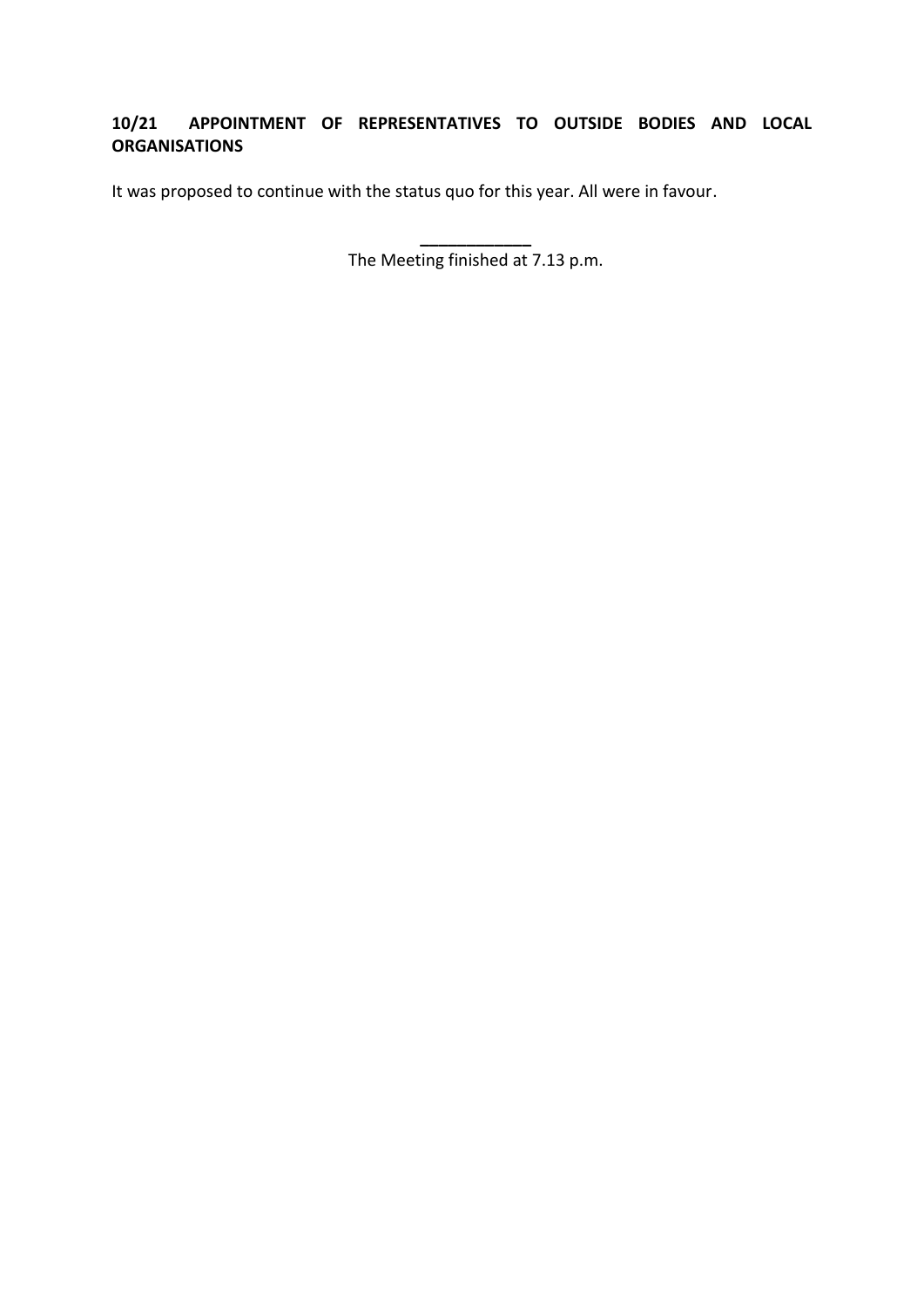**10/21 APPOINTMENT OF REPRESENTATIVES TO OUTSIDE BODIES AND LOCAL ORGANISATIONS**

It was proposed to continue with the status quo for this year. All were in favour.

\_\_\_\_\_\_\_\_\_\_\_\_

The Meeting finished at 7.13 p.m.